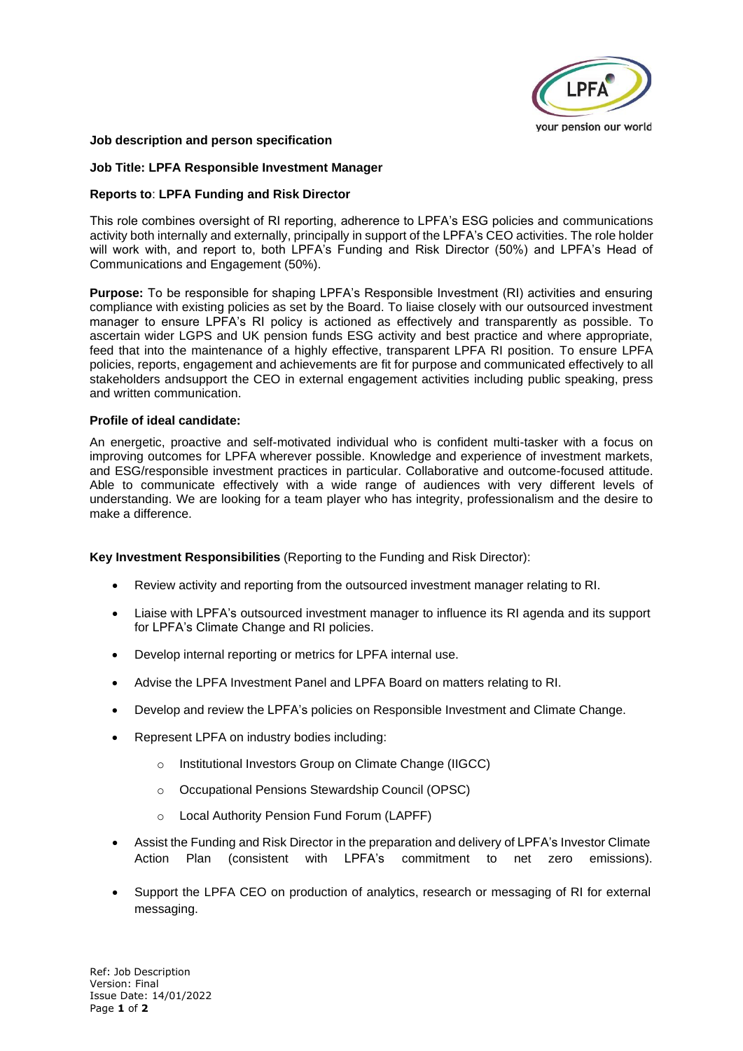**Job description and person specification**

**Job Title: LPFA Responsible Investment Manager**

**Reports to**: **LPFA Funding and Risk Director**

This role combines oversight of RI reporting, adherence to LPFA's ESG policies and communications activity both internally and externally, principally in support of the LPFA's CEO activities. The role holder will work with, and report to, both LPFA's Funding and Risk Director (50%) and LPFA's Head of Communications and Engagement (50%).

**Purpose:** To be responsible for shaping LPFA's Responsible Investment (RI) activities and ensuring compliance with existing policies as set by the Board. To liaise closely with our outsourced investment manager to ensure LPFA's RI policy is actioned as effectively and transparently as possible. To ascertain wider LGPS and UK pension funds ESG activity and best practice and where appropriate, feed that into the maintenance of a highly effective, transparent LPFA RI position. To ensure LPFA policies, reports, engagement and achievements are fit for purpose and communicated effectively to all stakeholders andsupport the CEO in external engagement activities including public speaking, press and written communication.

**Profile of ideal candidate:**

An energetic, proactive and self-motivated individual who is confident multi-tasker with a focus on improving outcomes for LPFA wherever possible. Knowledge and experience of investment markets, and ESG/responsible investment practices in particular. Collaborative and outcome-focused attitude. Able to communicate effectively with a wide range of audiences with very different levels of understanding. We are looking for a team player who has integrity, professionalism and the desire to make a difference.

**Key Investment Responsibilities** (Reporting to the Funding and Risk Director):

- Review activity and reporting from the outsourced investment manager relating to RI.
- Liaise with LPFA's outsourced investment manager to influence its RI agenda and its support for LPFA's Climate Change and RI policies.
- Develop internal reporting or metrics for LPFA internal use.
- Advise the LPFA Investment Panel and LPFA Board on matters relating to RI.
- Develop and review the LPFA's policies on Responsible Investment and Climate Change.
- Represent LPFA on industry bodies including:
    - Institutional Investors Group on Climate Change (IIGCC)
    - Occupational Pensions Stewardship Council (OPSC)
    - Local Authority Pension Fund Forum (LAPFF)
- Assist the Funding and Risk Director in the preparation and delivery of LPFA's Investor Climate Action Plan (consistent with LPFA's commitment to net zero emissions).
- Support the LPFA CEO on production of analytics, research or messaging of RI for external messaging.

Ref: Job Description
Version: Final
Issue Date: 14/01/2022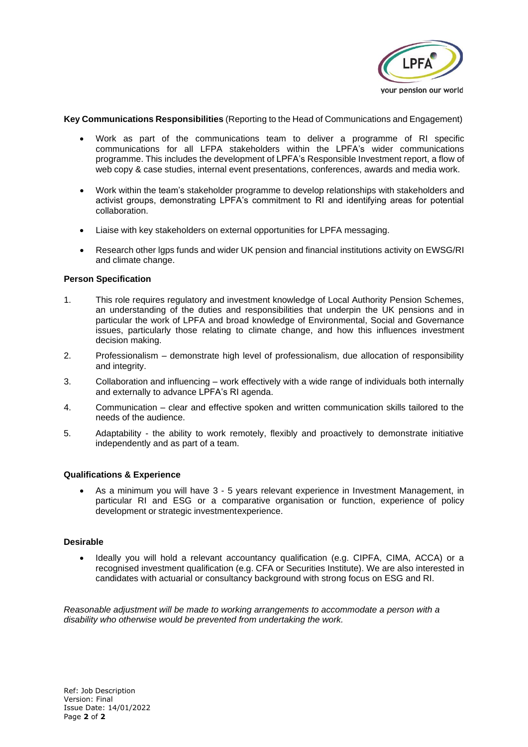**Key Communications Responsibilities** (Reporting to the Head of Communications and Engagement)

- Work as part of the communications team to deliver a programme of RI specific communications for all LFPA stakeholders within the LPFA's wider communications programme. This includes the development of LPFA's Responsible Investment report, a flow of web copy & case studies, internal event presentations, conferences, awards and media work.

- Work within the team's stakeholder programme to develop relationships with stakeholders and activist groups, demonstrating LPFA's commitment to RI and identifying areas for potential collaboration.

- Liaise with key stakeholders on external opportunities for LPFA messaging.

- Research other lgps funds and wider UK pension and financial institutions activity on EWSG/RI and climate change.

**Person Specification**

1. This role requires regulatory and investment knowledge of Local Authority Pension Schemes, an understanding of the duties and responsibilities that underpin the UK pensions and in particular the work of LPFA and broad knowledge of Environmental, Social and Governance issues, particularly those relating to climate change, and how this influences investment decision making.
2. Professionalism – demonstrate high level of professionalism, due allocation of responsibility and integrity.
3. Collaboration and influencing – work effectively with a wide range of individuals both internally and externally to advance LPFA's RI agenda.
4. Communication – clear and effective spoken and written communication skills tailored to the needs of the audience.
5. Adaptability - the ability to work remotely, flexibly and proactively to demonstrate initiative independently and as part of a team.

**Qualifications & Experience**

- As a minimum you will have 3 - 5 years relevant experience in Investment Management, in particular RI and ESG or a comparative organisation or function, experience of policy development or strategic investmentexperience.

**Desirable**

- Ideally you will hold a relevant accountancy qualification (e.g. CIPFA, CIMA, ACCA) or a recognised investment qualification (e.g. CFA or Securities Institute). We are also interested in candidates with actuarial or consultancy background with strong focus on ESG and RI.

*Reasonable adjustment will be made to working arrangements to accommodate a person with a disability who otherwise would be prevented from undertaking the work.*

Ref: Job Description
Version: Final
Issue Date: 14/01/2022